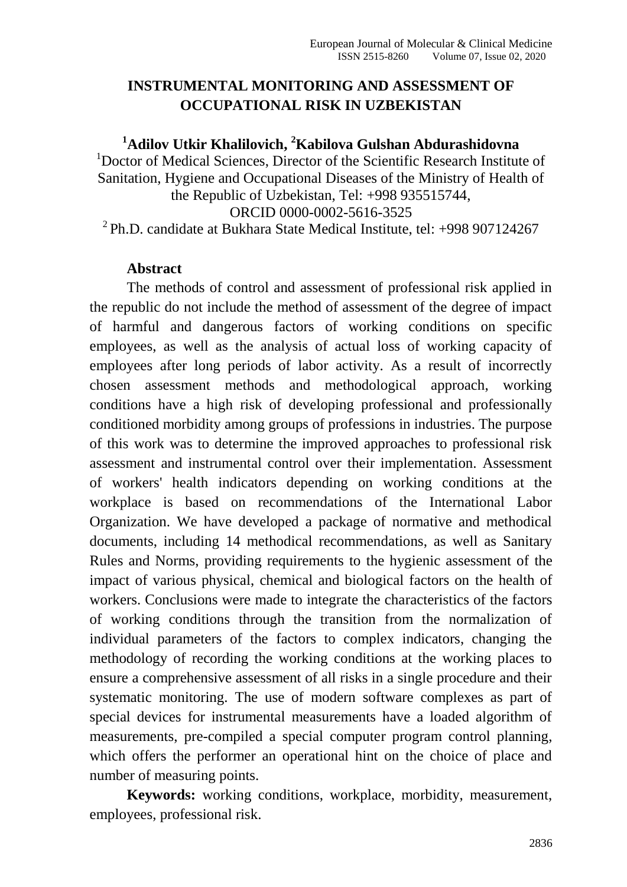# INSTRUMENTAL MONITORING AND ASSESSMENT OF OCCUPATIONAL RISK IN UZBEKISTAN

**[1]Adilov Utkir Khalilovich, [2]Kabilova Gulshan Abdurashidovna**

[1]Doctor of Medical Sciences, Director of the Scientific Research Institute of Sanitation, Hygiene and Occupational Diseases of the Ministry of Health of the Republic of Uzbekistan, Tel: +998 935515744, ORCID 0000-0002-5616-3525

[2] Ph.D. candidate at Bukhara State Medical Institute, tel: +998 907124267

**Abstract**

The methods of control and assessment of professional risk applied in the republic do not include the method of assessment of the degree of impact of harmful and dangerous factors of working conditions on specific employees, as well as the analysis of actual loss of working capacity of employees after long periods of labor activity. As a result of incorrectly chosen assessment methods and methodological approach, working conditions have a high risk of developing professional and professionally conditioned morbidity among groups of professions in industries. The purpose of this work was to determine the improved approaches to professional risk assessment and instrumental control over their implementation. Assessment of workers' health indicators depending on working conditions at the workplace is based on recommendations of the International Labor Organization. We have developed a package of normative and methodical documents, including 14 methodical recommendations, as well as Sanitary Rules and Norms, providing requirements to the hygienic assessment of the impact of various physical, chemical and biological factors on the health of workers. Conclusions were made to integrate the characteristics of the factors of working conditions through the transition from the normalization of individual parameters of the factors to complex indicators, changing the methodology of recording the working conditions at the working places to ensure a comprehensive assessment of all risks in a single procedure and their systematic monitoring. The use of modern software complexes as part of special devices for instrumental measurements have a loaded algorithm of measurements, pre-compiled a special computer program control planning, which offers the performer an operational hint on the choice of place and number of measuring points.

**Keywords:** working conditions, workplace, morbidity, measurement, employees, professional risk.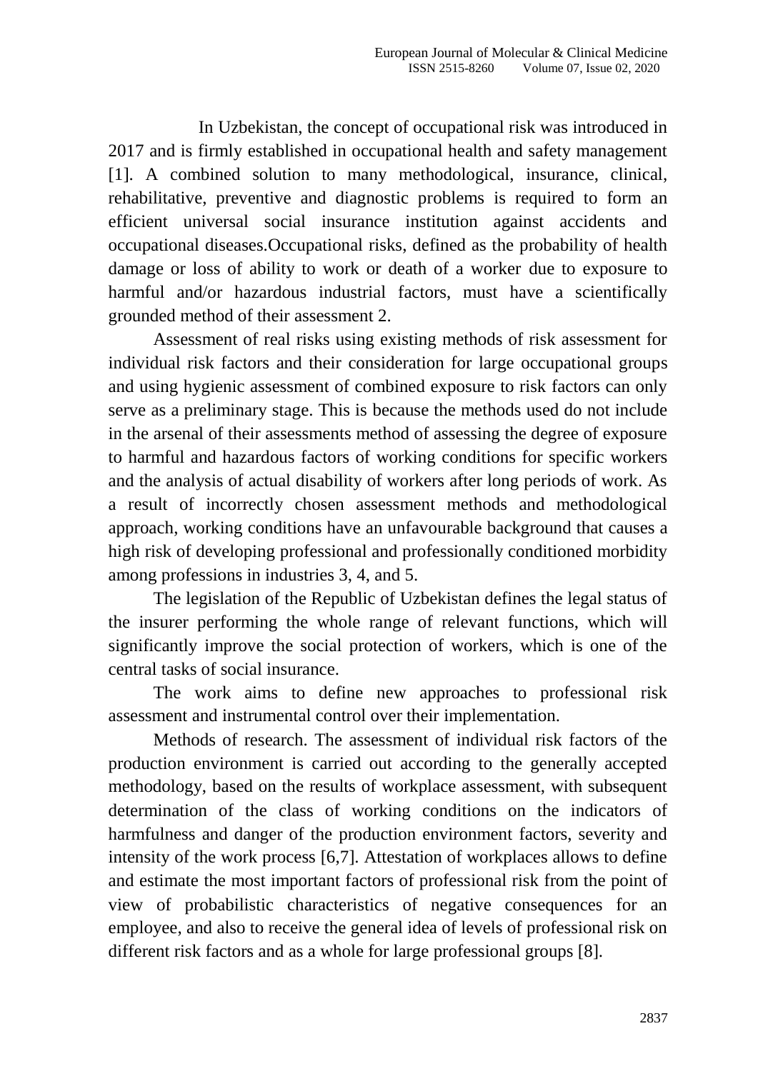In Uzbekistan, the concept of occupational risk was introduced in 2017 and is firmly established in occupational health and safety management [1]. A combined solution to many methodological, insurance, clinical, rehabilitative, preventive and diagnostic problems is required to form an efficient universal social insurance institution against accidents and occupational diseases.Occupational risks, defined as the probability of health damage or loss of ability to work or death of a worker due to exposure to harmful and/or hazardous industrial factors, must have a scientifically grounded method of their assessment 2.

Assessment of real risks using existing methods of risk assessment for individual risk factors and their consideration for large occupational groups and using hygienic assessment of combined exposure to risk factors can only serve as a preliminary stage. This is because the methods used do not include in the arsenal of their assessments method of assessing the degree of exposure to harmful and hazardous factors of working conditions for specific workers and the analysis of actual disability of workers after long periods of work. As a result of incorrectly chosen assessment methods and methodological approach, working conditions have an unfavourable background that causes a high risk of developing professional and professionally conditioned morbidity among professions in industries 3, 4, and 5.

The legislation of the Republic of Uzbekistan defines the legal status of the insurer performing the whole range of relevant functions, which will significantly improve the social protection of workers, which is one of the central tasks of social insurance.

The work aims to define new approaches to professional risk assessment and instrumental control over their implementation.

Methods of research. The assessment of individual risk factors of the production environment is carried out according to the generally accepted methodology, based on the results of workplace assessment, with subsequent determination of the class of working conditions on the indicators of harmfulness and danger of the production environment factors, severity and intensity of the work process [6,7]. Attestation of workplaces allows to define and estimate the most important factors of professional risk from the point of view of probabilistic characteristics of negative consequences for an employee, and also to receive the general idea of levels of professional risk on different risk factors and as a whole for large professional groups [8].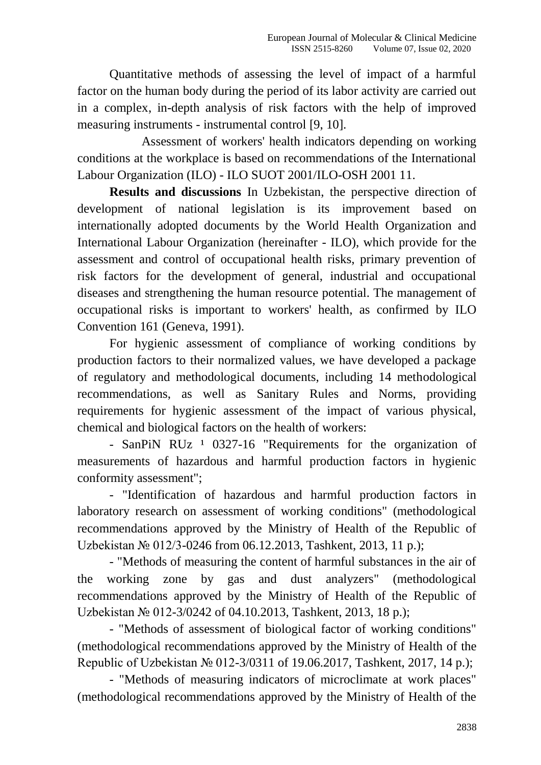Quantitative methods of assessing the level of impact of a harmful factor on the human body during the period of its labor activity are carried out in a complex, in-depth analysis of risk factors with the help of improved measuring instruments - instrumental control [9, 10].

Assessment of workers' health indicators depending on working conditions at the workplace is based on recommendations of the International Labour Organization (ILO) - ILO SUOT 2001/ILO-OSH 2001 11.

**Results and discussions** In Uzbekistan, the perspective direction of development of national legislation is its improvement based on internationally adopted documents by the World Health Organization and International Labour Organization (hereinafter - ILO), which provide for the assessment and control of occupational health risks, primary prevention of risk factors for the development of general, industrial and occupational diseases and strengthening the human resource potential. The management of occupational risks is important to workers' health, as confirmed by ILO Convention 161 (Geneva, 1991).

For hygienic assessment of compliance of working conditions by production factors to their normalized values, we have developed a package of regulatory and methodological documents, including 14 methodological recommendations, as well as Sanitary Rules and Norms, providing requirements for hygienic assessment of the impact of various physical, chemical and biological factors on the health of workers:

- SanPiN RUz ¹ 0327-16 "Requirements for the organization of measurements of hazardous and harmful production factors in hygienic conformity assessment";
- "Identification of hazardous and harmful production factors in laboratory research on assessment of working conditions" (methodological recommendations approved by the Ministry of Health of the Republic of Uzbekistan № 012/3-0246 from 06.12.2013, Tashkent, 2013, 11 p.);
- "Methods of measuring the content of harmful substances in the air of the working zone by gas and dust analyzers" (methodological recommendations approved by the Ministry of Health of the Republic of Uzbekistan № 012-3/0242 of 04.10.2013, Tashkent, 2013, 18 p.);
- "Methods of assessment of biological factor of working conditions" (methodological recommendations approved by the Ministry of Health of the Republic of Uzbekistan № 012-3/0311 of 19.06.2017, Tashkent, 2017, 14 p.);
- "Methods of measuring indicators of microclimate at work places" (methodological recommendations approved by the Ministry of Health of the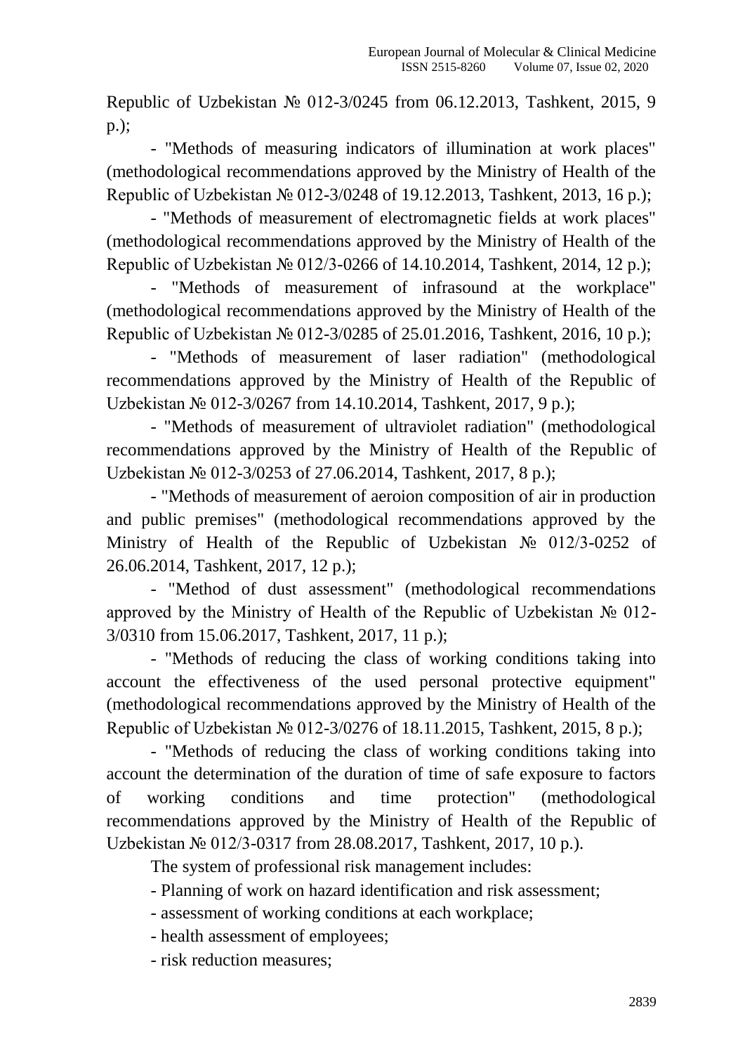Republic of Uzbekistan № 012-3/0245 from 06.12.2013, Tashkent, 2015, 9 p.);

- "Methods of measuring indicators of illumination at work places" (methodological recommendations approved by the Ministry of Health of the Republic of Uzbekistan № 012-3/0248 of 19.12.2013, Tashkent, 2013, 16 p.);
- "Methods of measurement of electromagnetic fields at work places" (methodological recommendations approved by the Ministry of Health of the Republic of Uzbekistan № 012/3-0266 of 14.10.2014, Tashkent, 2014, 12 p.);
- "Methods of measurement of infrasound at the workplace" (methodological recommendations approved by the Ministry of Health of the Republic of Uzbekistan № 012-3/0285 of 25.01.2016, Tashkent, 2016, 10 p.);
- "Methods of measurement of laser radiation" (methodological recommendations approved by the Ministry of Health of the Republic of Uzbekistan № 012-3/0267 from 14.10.2014, Tashkent, 2017, 9 p.);
- "Methods of measurement of ultraviolet radiation" (methodological recommendations approved by the Ministry of Health of the Republic of Uzbekistan № 012-3/0253 of 27.06.2014, Tashkent, 2017, 8 p.);
- "Methods of measurement of aeroion composition of air in production and public premises" (methodological recommendations approved by the Ministry of Health of the Republic of Uzbekistan № 012/3-0252 of 26.06.2014, Tashkent, 2017, 12 p.);
- "Method of dust assessment" (methodological recommendations approved by the Ministry of Health of the Republic of Uzbekistan № 012-3/0310 from 15.06.2017, Tashkent, 2017, 11 p.);
- "Methods of reducing the class of working conditions taking into account the effectiveness of the used personal protective equipment" (methodological recommendations approved by the Ministry of Health of the Republic of Uzbekistan № 012-3/0276 of 18.11.2015, Tashkent, 2015, 8 p.);
- "Methods of reducing the class of working conditions taking into account the determination of the duration of time of safe exposure to factors of working conditions and time protection" (methodological recommendations approved by the Ministry of Health of the Republic of Uzbekistan № 012/3-0317 from 28.08.2017, Tashkent, 2017, 10 p.).

The system of professional risk management includes:

- Planning of work on hazard identification and risk assessment;
- assessment of working conditions at each workplace;
- health assessment of employees;
- risk reduction measures;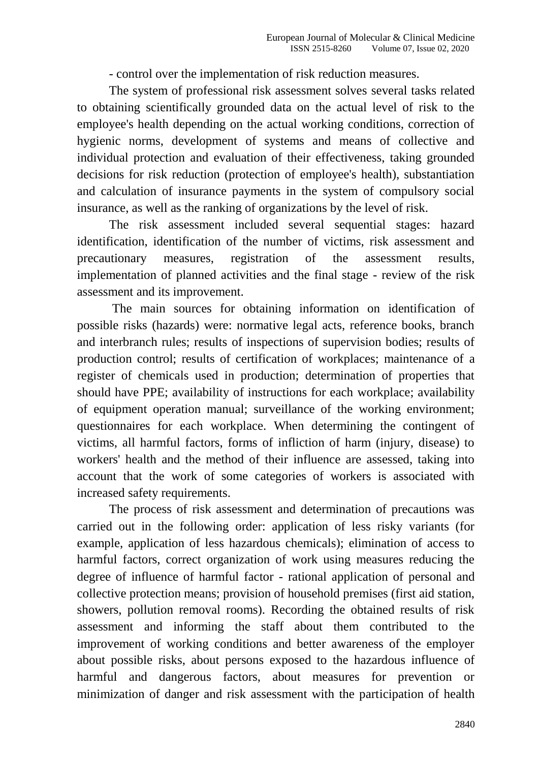- control over the implementation of risk reduction measures.

The system of professional risk assessment solves several tasks related to obtaining scientifically grounded data on the actual level of risk to the employee's health depending on the actual working conditions, correction of hygienic norms, development of systems and means of collective and individual protection and evaluation of their effectiveness, taking grounded decisions for risk reduction (protection of employee's health), substantiation and calculation of insurance payments in the system of compulsory social insurance, as well as the ranking of organizations by the level of risk.

The risk assessment included several sequential stages: hazard identification, identification of the number of victims, risk assessment and precautionary measures, registration of the assessment results, implementation of planned activities and the final stage - review of the risk assessment and its improvement.

The main sources for obtaining information on identification of possible risks (hazards) were: normative legal acts, reference books, branch and interbranch rules; results of inspections of supervision bodies; results of production control; results of certification of workplaces; maintenance of a register of chemicals used in production; determination of properties that should have PPE; availability of instructions for each workplace; availability of equipment operation manual; surveillance of the working environment; questionnaires for each workplace. When determining the contingent of victims, all harmful factors, forms of infliction of harm (injury, disease) to workers' health and the method of their influence are assessed, taking into account that the work of some categories of workers is associated with increased safety requirements.

The process of risk assessment and determination of precautions was carried out in the following order: application of less risky variants (for example, application of less hazardous chemicals); elimination of access to harmful factors, correct organization of work using measures reducing the degree of influence of harmful factor - rational application of personal and collective protection means; provision of household premises (first aid station, showers, pollution removal rooms). Recording the obtained results of risk assessment and informing the staff about them contributed to the improvement of working conditions and better awareness of the employer about possible risks, about persons exposed to the hazardous influence of harmful and dangerous factors, about measures for prevention or minimization of danger and risk assessment with the participation of health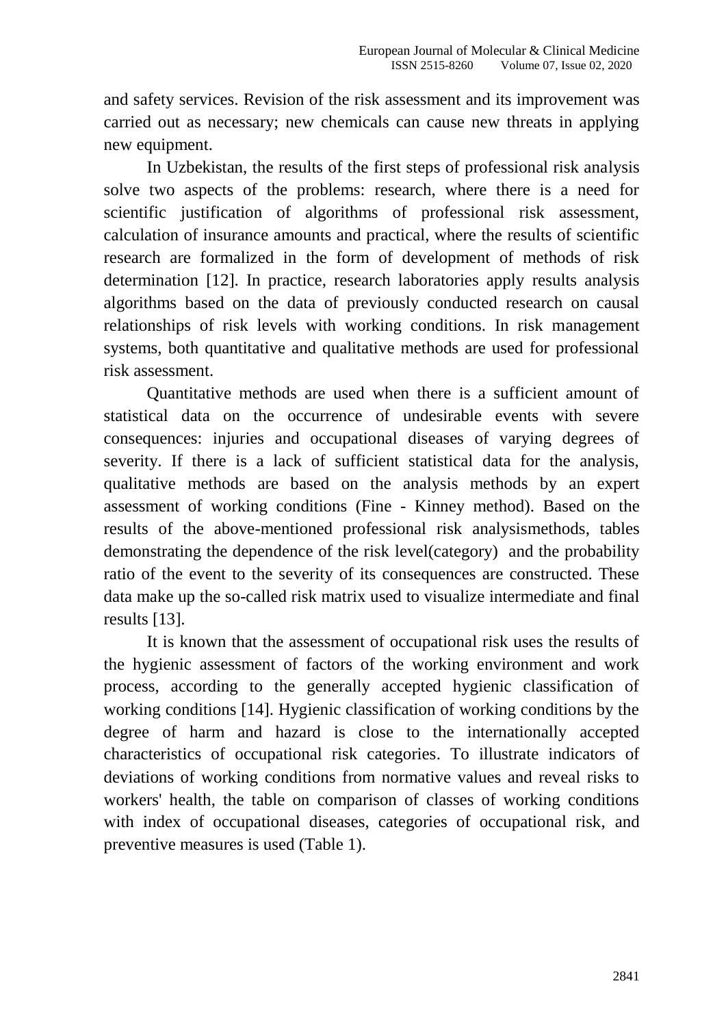and safety services. Revision of the risk assessment and its improvement was carried out as necessary; new chemicals can cause new threats in applying new equipment.

In Uzbekistan, the results of the first steps of professional risk analysis solve two aspects of the problems: research, where there is a need for scientific justification of algorithms of professional risk assessment, calculation of insurance amounts and practical, where the results of scientific research are formalized in the form of development of methods of risk determination [12]. In practice, research laboratories apply results analysis algorithms based on the data of previously conducted research on causal relationships of risk levels with working conditions. In risk management systems, both quantitative and qualitative methods are used for professional risk assessment.

Quantitative methods are used when there is a sufficient amount of statistical data on the occurrence of undesirable events with severe consequences: injuries and occupational diseases of varying degrees of severity. If there is a lack of sufficient statistical data for the analysis, qualitative methods are based on the analysis methods by an expert assessment of working conditions (Fine - Kinney method). Based on the results of the above-mentioned professional risk analysismethods, tables demonstrating the dependence of the risk level(category) and the probability ratio of the event to the severity of its consequences are constructed. These data make up the so-called risk matrix used to visualize intermediate and final results [13].

It is known that the assessment of occupational risk uses the results of the hygienic assessment of factors of the working environment and work process, according to the generally accepted hygienic classification of working conditions [14]. Hygienic classification of working conditions by the degree of harm and hazard is close to the internationally accepted characteristics of occupational risk categories. To illustrate indicators of deviations of working conditions from normative values and reveal risks to workers' health, the table on comparison of classes of working conditions with index of occupational diseases, categories of occupational risk, and preventive measures is used (Table 1).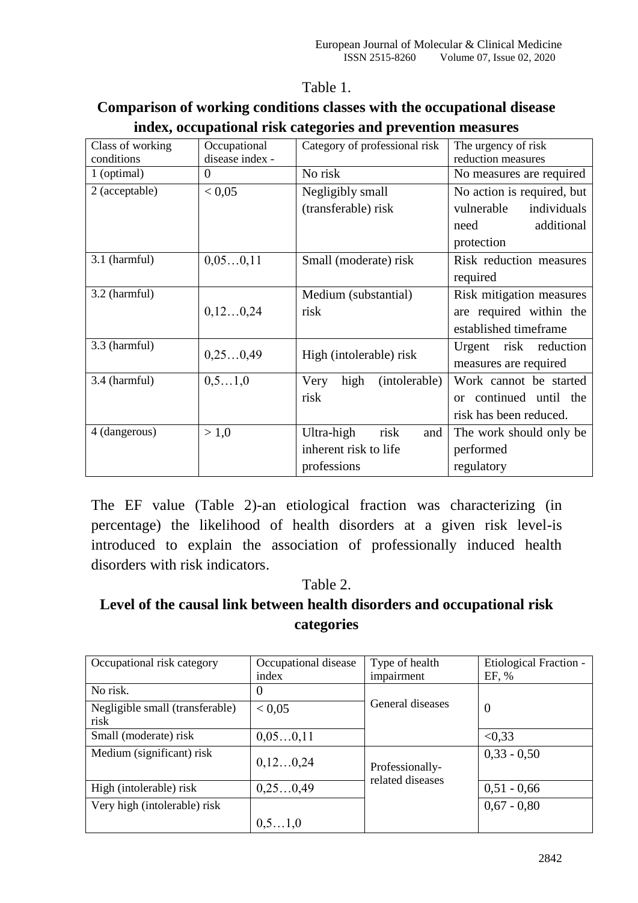Table 1.

**Comparison of working conditions classes with the occupational disease index, occupational risk categories and prevention measures**

| Class of working conditions | Occupational disease index - | Category of professional risk | The urgency of risk reduction measures |
|---|---|---|---|
| 1 (optimal) | 0 | No risk | No measures are required |
| 2 (acceptable) | < 0,05 | Negligibly small (transferable) risk | No action is required, but vulnerable individuals need additional protection |
| 3.1 (harmful) | 0,05…0,11 | Small (moderate) risk | Risk reduction measures required |
| 3.2 (harmful) | 0,12…0,24 | Medium (substantial) risk | Risk mitigation measures are required within the established timeframe |
| 3.3 (harmful) | 0,25…0,49 | High (intolerable) risk | Urgent risk reduction measures are required |
| 3.4 (harmful) | 0,5…1,0 | Very high (intolerable) risk | Work cannot be started or continued until the risk has been reduced. |
| 4 (dangerous) | > 1,0 | Ultra-high risk and inherent risk to life professions | The work should only be performed regulatory |

The EF value (Table 2)-an etiological fraction was characterizing (in percentage) the likelihood of health disorders at a given risk level-is introduced to explain the association of professionally induced health disorders with risk indicators.

Table 2.

**Level of the causal link between health disorders and occupational risk categories**

| Occupational risk category | Occupational disease index | Type of health impairment | Etiological Fraction - EF, % |
|---|---|---|---|
| No risk. | 0 | General diseases | 0 |
| Negligible small (transferable) risk | < 0,05 | | |
| Small (moderate) risk | 0,05…0,11 | | <0,33 |
| Medium (significant) risk | 0,12…0,24 | Professionally-related diseases | 0,33 - 0,50 |
| High (intolerable) risk | 0,25…0,49 | | 0,51 - 0,66 |
| Very high (intolerable) risk | 0,5…1,0 | | 0,67 - 0,80 |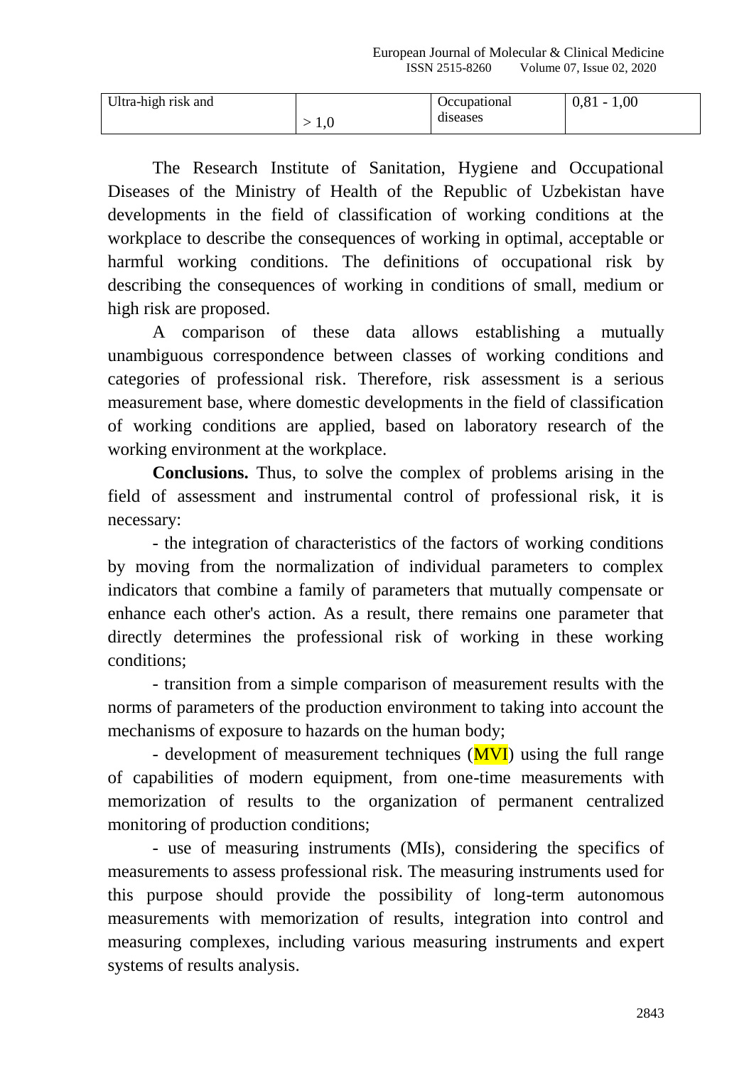| Ultra-high risk and | > 1,0 | Occupational diseases | 0,81 - 1,00 |
|---|---|---|---|

The Research Institute of Sanitation, Hygiene and Occupational Diseases of the Ministry of Health of the Republic of Uzbekistan have developments in the field of classification of working conditions at the workplace to describe the consequences of working in optimal, acceptable or harmful working conditions. The definitions of occupational risk by describing the consequences of working in conditions of small, medium or high risk are proposed.

A comparison of these data allows establishing a mutually unambiguous correspondence between classes of working conditions and categories of professional risk. Therefore, risk assessment is a serious measurement base, where domestic developments in the field of classification of working conditions are applied, based on laboratory research of the working environment at the workplace.

**Conclusions.** Thus, to solve the complex of problems arising in the field of assessment and instrumental control of professional risk, it is necessary:

- the integration of characteristics of the factors of working conditions by moving from the normalization of individual parameters to complex indicators that combine a family of parameters that mutually compensate or enhance each other's action. As a result, there remains one parameter that directly determines the professional risk of working in these working conditions;

- transition from a simple comparison of measurement results with the norms of parameters of the production environment to taking into account the mechanisms of exposure to hazards on the human body;

- development of measurement techniques (MVI) using the full range of capabilities of modern equipment, from one-time measurements with memorization of results to the organization of permanent centralized monitoring of production conditions;

- use of measuring instruments (MIs), considering the specifics of measurements to assess professional risk. The measuring instruments used for this purpose should provide the possibility of long-term autonomous measurements with memorization of results, integration into control and measuring complexes, including various measuring instruments and expert systems of results analysis.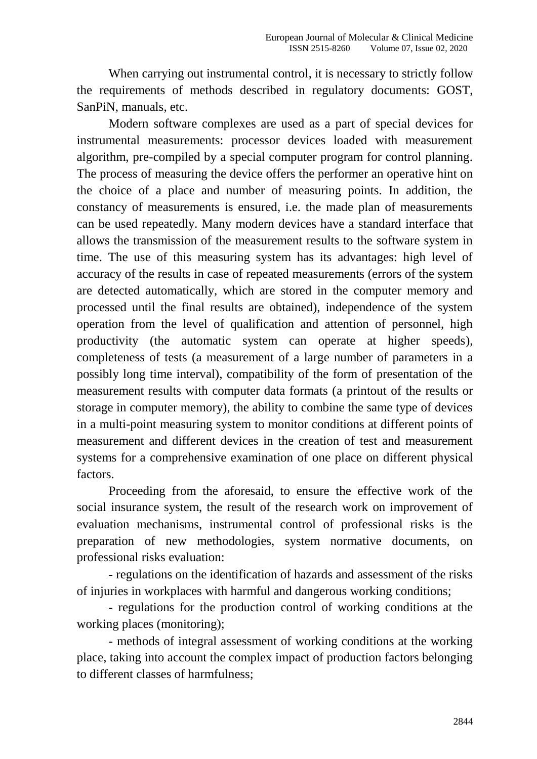When carrying out instrumental control, it is necessary to strictly follow the requirements of methods described in regulatory documents: GOST, SanPiN, manuals, etc.

Modern software complexes are used as a part of special devices for instrumental measurements: processor devices loaded with measurement algorithm, pre-compiled by a special computer program for control planning. The process of measuring the device offers the performer an operative hint on the choice of a place and number of measuring points. In addition, the constancy of measurements is ensured, i.e. the made plan of measurements can be used repeatedly. Many modern devices have a standard interface that allows the transmission of the measurement results to the software system in time. The use of this measuring system has its advantages: high level of accuracy of the results in case of repeated measurements (errors of the system are detected automatically, which are stored in the computer memory and processed until the final results are obtained), independence of the system operation from the level of qualification and attention of personnel, high productivity (the automatic system can operate at higher speeds), completeness of tests (a measurement of a large number of parameters in a possibly long time interval), compatibility of the form of presentation of the measurement results with computer data formats (a printout of the results or storage in computer memory), the ability to combine the same type of devices in a multi-point measuring system to monitor conditions at different points of measurement and different devices in the creation of test and measurement systems for a comprehensive examination of one place on different physical factors.

Proceeding from the aforesaid, to ensure the effective work of the social insurance system, the result of the research work on improvement of evaluation mechanisms, instrumental control of professional risks is the preparation of new methodologies, system normative documents, on professional risks evaluation:

- regulations on the identification of hazards and assessment of the risks of injuries in workplaces with harmful and dangerous working conditions;
- regulations for the production control of working conditions at the working places (monitoring);
- methods of integral assessment of working conditions at the working place, taking into account the complex impact of production factors belonging to different classes of harmfulness;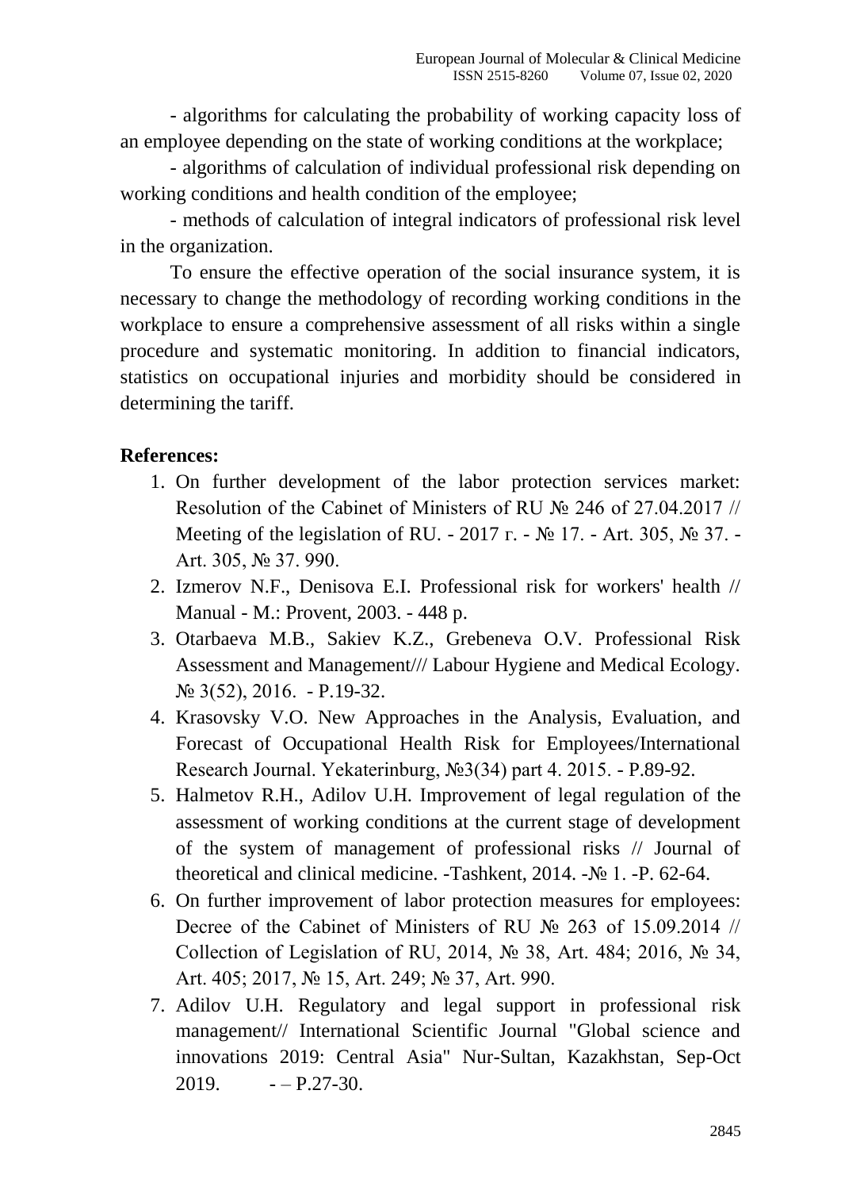- algorithms for calculating the probability of working capacity loss of an employee depending on the state of working conditions at the workplace;

- algorithms of calculation of individual professional risk depending on working conditions and health condition of the employee;

- methods of calculation of integral indicators of professional risk level in the organization.

To ensure the effective operation of the social insurance system, it is necessary to change the methodology of recording working conditions in the workplace to ensure a comprehensive assessment of all risks within a single procedure and systematic monitoring. In addition to financial indicators, statistics on occupational injuries and morbidity should be considered in determining the tariff.

**References:**

1. On further development of the labor protection services market: Resolution of the Cabinet of Ministers of RU № 246 of 27.04.2017 // Meeting of the legislation of RU. - 2017 г. - № 17. - Art. 305, № 37. - Art. 305, № 37. 990.
2. Izmerov N.F., Denisova E.I. Professional risk for workers' health // Manual - M.: Provent, 2003. - 448 p.
3. Otarbaeva M.B., Sakiev K.Z., Grebeneva O.V. Professional Risk Assessment and Management/// Labour Hygiene and Medical Ecology. № 3(52), 2016. - P.19-32.
4. Krasovsky V.O. New Approaches in the Analysis, Evaluation, and Forecast of Occupational Health Risk for Employees/International Research Journal. Yekaterinburg, №3(34) part 4. 2015. - P.89-92.
5. Halmetov R.H., Adilov U.H. Improvement of legal regulation of the assessment of working conditions at the current stage of development of the system of management of professional risks // Journal of theoretical and clinical medicine. -Tashkent, 2014. -№ 1. -P. 62-64.
6. On further improvement of labor protection measures for employees: Decree of the Cabinet of Ministers of RU № 263 of 15.09.2014 // Collection of Legislation of RU, 2014, № 38, Art. 484; 2016, № 34, Art. 405; 2017, № 15, Art. 249; № 37, Art. 990.
7. Adilov U.H. Regulatory and legal support in professional risk management// International Scientific Journal "Global science and innovations 2019: Central Asia" Nur-Sultan, Kazakhstan, Sep-Oct 2019. - – P.27-30.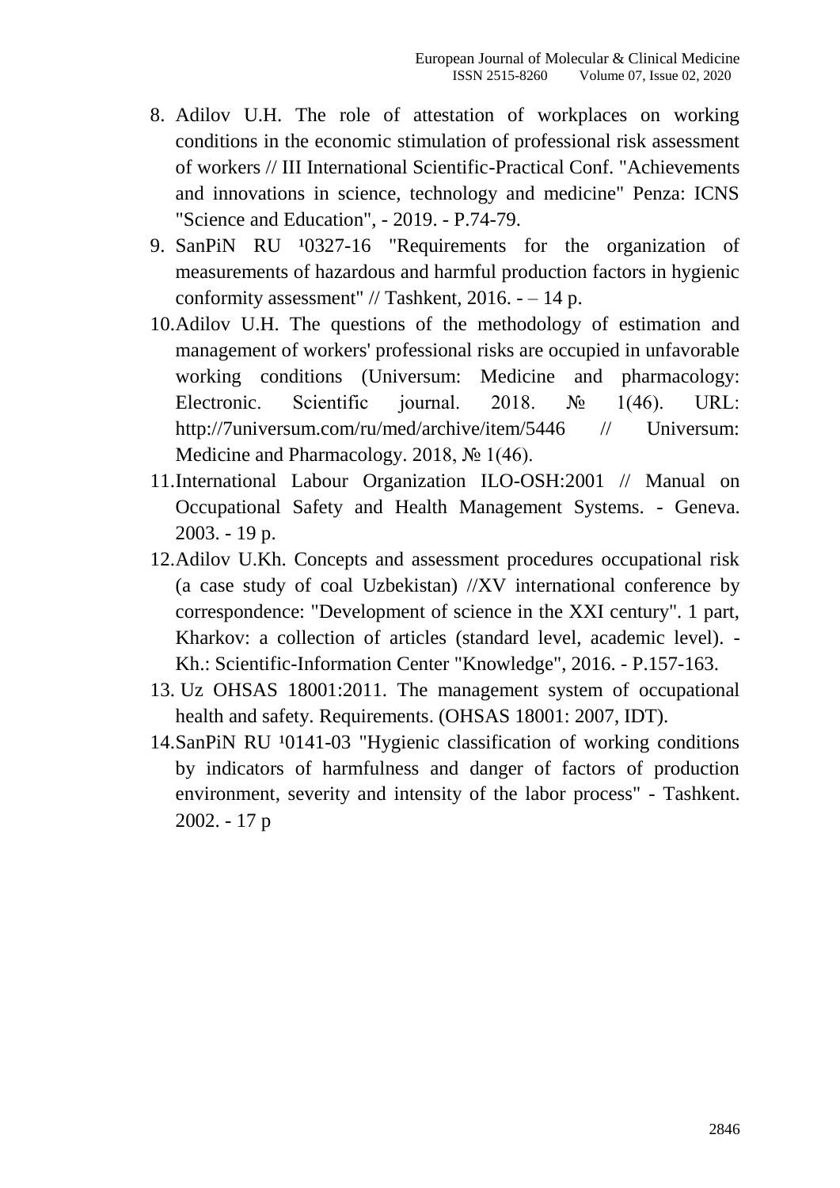8. Adilov U.H. The role of attestation of workplaces on working conditions in the economic stimulation of professional risk assessment of workers // III International Scientific-Practical Conf. "Achievements and innovations in science, technology and medicine" Penza: ICNS "Science and Education", - 2019. - P.74-79.
9. SanPiN RU ¹0327-16 "Requirements for the organization of measurements of hazardous and harmful production factors in hygienic conformity assessment" // Tashkent, 2016. - – 14 p.
10. Adilov U.H. The questions of the methodology of estimation and management of workers' professional risks are occupied in unfavorable working conditions (Universum: Medicine and pharmacology: Electronic. Scientific journal. 2018. № 1(46). URL: http://7universum.com/ru/med/archive/item/5446 // Universum: Medicine and Pharmacology. 2018, № 1(46).
11. International Labour Organization ILO-OSH:2001 // Manual on Occupational Safety and Health Management Systems. - Geneva. 2003. - 19 p.
12. Adilov U.Kh. Concepts and assessment procedures occupational risk (a case study of coal Uzbekistan) //XV international conference by correspondence: "Development of science in the XXI century". 1 part, Kharkov: a collection of articles (standard level, academic level). - Kh.: Scientific-Information Center "Knowledge", 2016. - P.157-163.
13. Uz OHSAS 18001:2011. The management system of occupational health and safety. Requirements. (OHSAS 18001: 2007, IDT).
14. SanPiN RU ¹0141-03 "Hygienic classification of working conditions by indicators of harmfulness and danger of factors of production environment, severity and intensity of the labor process" - Tashkent. 2002. - 17 p